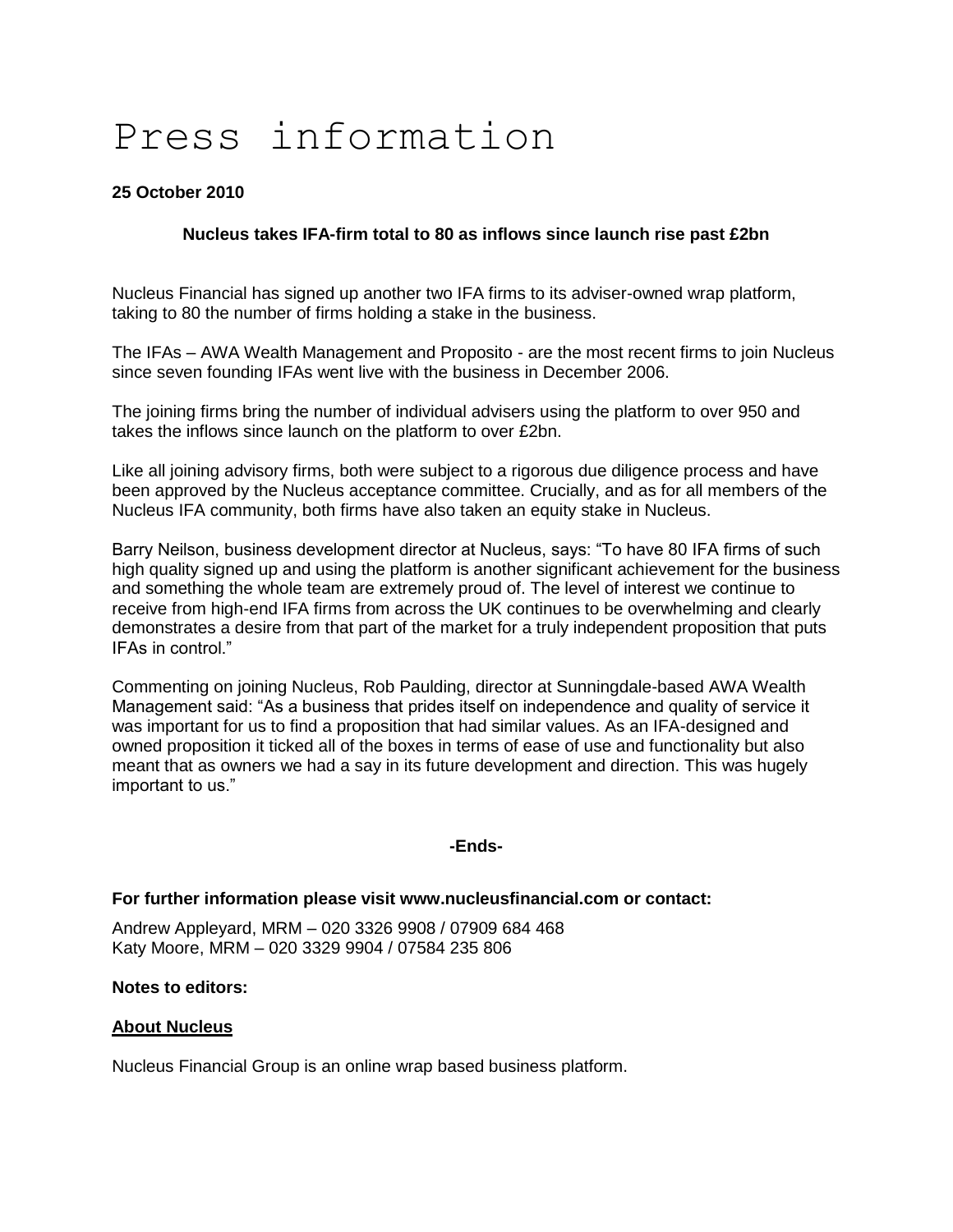# Press information

**25 October 2010**

**Nucleus takes IFA-firm total to 80 as inflows since launch rise past £2bn**

Nucleus Financial has signed up another two IFA firms to its adviser-owned wrap platform, taking to 80 the number of firms holding a stake in the business.

The IFAs – AWA Wealth Management and Proposito - are the most recent firms to join Nucleus since seven founding IFAs went live with the business in December 2006.

The joining firms bring the number of individual advisers using the platform to over 950 and takes the inflows since launch on the platform to over £2bn.

Like all joining advisory firms, both were subject to a rigorous due diligence process and have been approved by the Nucleus acceptance committee. Crucially, and as for all members of the Nucleus IFA community, both firms have also taken an equity stake in Nucleus.

Barry Neilson, business development director at Nucleus, says: "To have 80 IFA firms of such high quality signed up and using the platform is another significant achievement for the business and something the whole team are extremely proud of. The level of interest we continue to receive from high-end IFA firms from across the UK continues to be overwhelming and clearly demonstrates a desire from that part of the market for a truly independent proposition that puts IFAs in control."

Commenting on joining Nucleus, Rob Paulding, director at Sunningdale-based AWA Wealth Management said: "As a business that prides itself on independence and quality of service it was important for us to find a proposition that had similar values. As an IFA-designed and owned proposition it ticked all of the boxes in terms of ease of use and functionality but also meant that as owners we had a say in its future development and direction. This was hugely important to us."

**-Ends-**

**For further information please visit www.nucleusfinancial.com or contact:**

Andrew Appleyard, MRM – 020 3326 9908 / 07909 684 468
Katy Moore, MRM – 020 3329 9904 / 07584 235 806

**Notes to editors:**

**About Nucleus**

Nucleus Financial Group is an online wrap based business platform.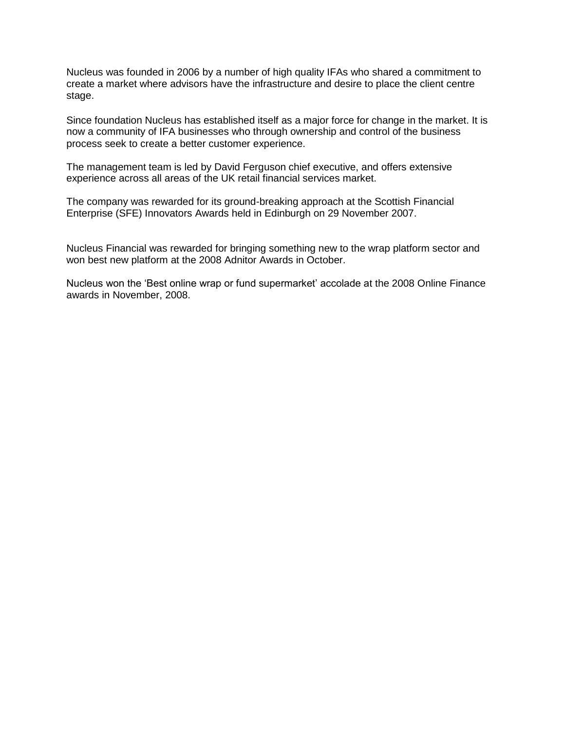Nucleus was founded in 2006 by a number of high quality IFAs who shared a commitment to create a market where advisors have the infrastructure and desire to place the client centre stage.

Since foundation Nucleus has established itself as a major force for change in the market. It is now a community of IFA businesses who through ownership and control of the business process seek to create a better customer experience.

The management team is led by David Ferguson chief executive, and offers extensive experience across all areas of the UK retail financial services market.

The company was rewarded for its ground-breaking approach at the Scottish Financial Enterprise (SFE) Innovators Awards held in Edinburgh on 29 November 2007.

Nucleus Financial was rewarded for bringing something new to the wrap platform sector and won best new platform at the 2008 Adnitor Awards in October.

Nucleus won the 'Best online wrap or fund supermarket' accolade at the 2008 Online Finance awards in November, 2008.